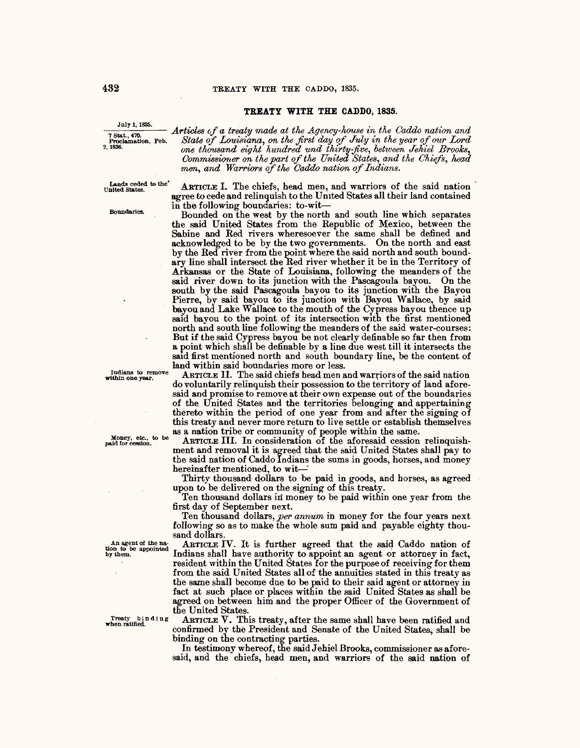## TREATY WITH THE CADDO, 1835.

July 1, 1835.

7 Stat., 470. Proclamation, Feb. 2, 1836.

*Articles of a treaty made at the Agency-house in the Caddo nation and State of Louisiana, on the first day of July in the year of our Lord one thousand eight hundred and thirty-five, between Jehiel Brooks, Commissioner on the part of the United States, and the Chiefs, head men, and Warriors of the Caddo nation of Indians.*

Lands ceded to the United States.

ARTICLE I. The chiefs, head men, and warriors of the said nation agree to cede and relinquish to the United States all their land contained in the following boundaries: to-wit—

Boundaries.

Bounded on the west by the north and south line which separates the said United States from the Republic of Mexico, between the Sabine and Red rivers wheresoever the same shall be defined and acknowledged to be by the two governments. On the north and east by the Red river from the point where the said north and south boundary line shall intersect the Red river whether it be in the Territory of Arkansas or the State of Louisiana, following the meanders of the said river down to its junction with the Pascagoula bayou. On the south by the said Pascagoula bayou to its junction with the Bayou Pierre, by said bayou to its junction with Bayou Wallace, by said bayou and Lake Wallace to the mouth of the Cypress bayou thence up said bayou to the point of its intersection with the first mentioned north and south line following the meanders of the said water-courses: But if the said Cypress bayou be not clearly definable so far then from a point which shall be definable by a line due west till it intersects the said first mentioned north and south boundary line, be the content of land within said boundaries more or less.

Indians to remove within one year.

ARTICLE II. The said chiefs head men and warriors of the said nation do voluntarily relinquish their possession to the territory of land aforesaid and promise to remove at their own expense out of the boundaries of the United States and the territories belonging and appertaining thereto within the period of one year from and after the signing of this treaty and never more return to live settle or establish themselves as a nation tribe or community of people within the same.

Money, etc., to be paid for cession.

ARTICLE III. In consideration of the aforesaid cession relinquishment and removal it is agreed that the said United States shall pay to the said nation of Caddo Indians the sums in goods, horses, and money hereinafter mentioned, to wit—

Thirty thousand dollars to be paid in goods, and horses, as agreed upon to be delivered on the signing of this treaty.

Ten thousand dollars in money to be paid within one year from the first day of September next.

Ten thousand dollars, *per annum* in money for the four years next following so as to make the whole sum paid and payable eighty thousand dollars.

An agent of the nation to be appointed by them.

ARTICLE IV. It is further agreed that the said Caddo nation of Indians shall have authority to appoint an agent or attorney in fact, resident within the United States for the purpose of receiving for them from the said United States all of the annuities stated in this treaty as the same shall become due to be paid to their said agent or attorney in fact at such place or places within the said United States as shall be agreed on between him and the proper Officer of the Government of the United States.

Treaty binding when ratified.

ARTICLE V. This treaty, after the same shall have been ratified and confirmed by the President and Senate of the United States, shall be binding on the contracting parties.

In testimony whereof, the said Jehiel Brooks, commissioner as aforesaid, and the chiefs, head men, and warriors of the said nation of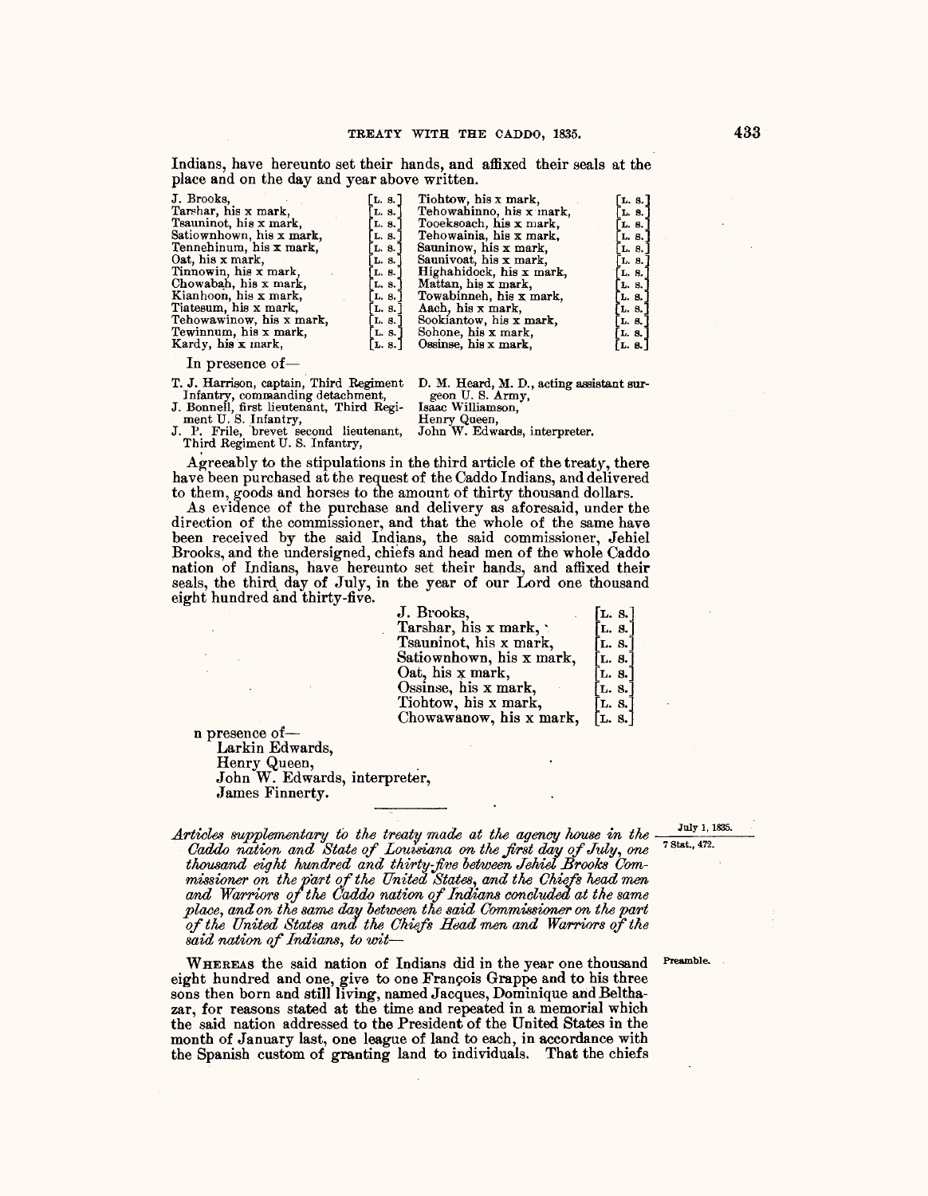Indians, have hereunto set their hands, and affixed their seals at the place and on the day and year above written.

| | | | |
|---|---|---|---|
| J. Brooks, | [L. S.] | Tiohtow, his x mark, | [L. S.] |
| Tarshar, his x mark, | [L. S.] | Tehowahinno, his x mark, | [L. S.] |
| Tsauninot, his x mark, | [L. S.] | Tooeksoach, his x mark, | [L. S.] |
| Satiownhown, his x mark, | [L. S.] | Tehowainia, his x mark, | [L. S.] |
| Tennehinum, his x mark, | [L. S.] | Sauninow, his x mark, | [L. S.] |
| Oat, his x mark, | [L. S.] | Saunivoat, his x mark, | [L. S.] |
| Tinnowin, his x mark, | [L. S.] | Highahidock, his x mark, | [L. S.] |
| Chowabah, his x mark, | [L. S.] | Mattan, his x mark, | [L. S.] |
| Kianhoon, his x mark, | [L. S.] | Towabinneh, his x mark, | [L. S.] |
| Tiatesum, his x mark, | [L. S.] | Aach, his x mark, | [L. S.] |
| Tehowawinow, his x mark, | [L. S.] | Sookiantow, his x mark, | [L. S.] |
| Tewinnum, his x mark, | [L. S.] | Sohone, his x mark, | [L. S.] |
| Kardy, his x mark, | [L. S.] | Ossinse, his x mark, | [L. S.] |

In presence of—

T. J. Harrison, captain, Third Regiment Infantry, commanding detachment,
J. Bonnell, first lieutenant, Third Regiment U. S. Infantry,
J. P. Frile, brevet second lieutenant, Third Regiment U. S. Infantry,
D. M. Heard, M. D., acting assistant surgeon U. S. Army,
Isaac Williamson,
Henry Queen,
John W. Edwards, interpreter.

Agreeably to the stipulations in the third article of the treaty, there have been purchased at the request of the Caddo Indians, and delivered to them, goods and horses to the amount of thirty thousand dollars.

As evidence of the purchase and delivery as aforesaid, under the direction of the commissioner, and that the whole of the same have been received by the said Indians, the said commissioner, Jehiel Brooks, and the undersigned, chiefs and head men of the whole Caddo nation of Indians, have hereunto set their hands, and affixed their seals, the third day of July, in the year of our Lord one thousand eight hundred and thirty-five.

| | |
|---|---|
| J. Brooks, | [L. S.] |
| Tarshar, his x mark, | [L. S.] |
| Tsauninot, his x mark, | [L. S.] |
| Satiownhown, his x mark, | [L. S.] |
| Oat, his x mark, | [L. S.] |
| Ossinse, his x mark, | [L. S.] |
| Tiohtow, his x mark, | [L. S.] |
| Chowawanow, his x mark, | [L. S.] |

n presence of—
Larkin Edwards,
Henry Queen,
John W. Edwards, interpreter,
James Finnerty.

---

July 1, 1835.
7 Stat., 472.

*Articles supplementary to the treaty made at the agency house in the Caddo nation and State of Louisiana on the first day of July, one thousand eight hundred and thirty-five between Jehiel Brooks Commissioner on the part of the United States, and the Chiefs head men and Warriors of the Caddo nation of Indians concluded at the same place, and on the same day between the said Commissioner on the part of the United States and the Chiefs Head men and Warriors of the said nation of Indians, to wit—*

Preamble.

WHEREAS the said nation of Indians did in the year one thousand eight hundred and one, give to one François Grappe and to his three sons then born and still living, named Jacques, Dominique and Belthazar, for reasons stated at the time and repeated in a memorial which the said nation addressed to the President of the United States in the month of January last, one league of land to each, in accordance with the Spanish custom of granting land to individuals. That the chiefs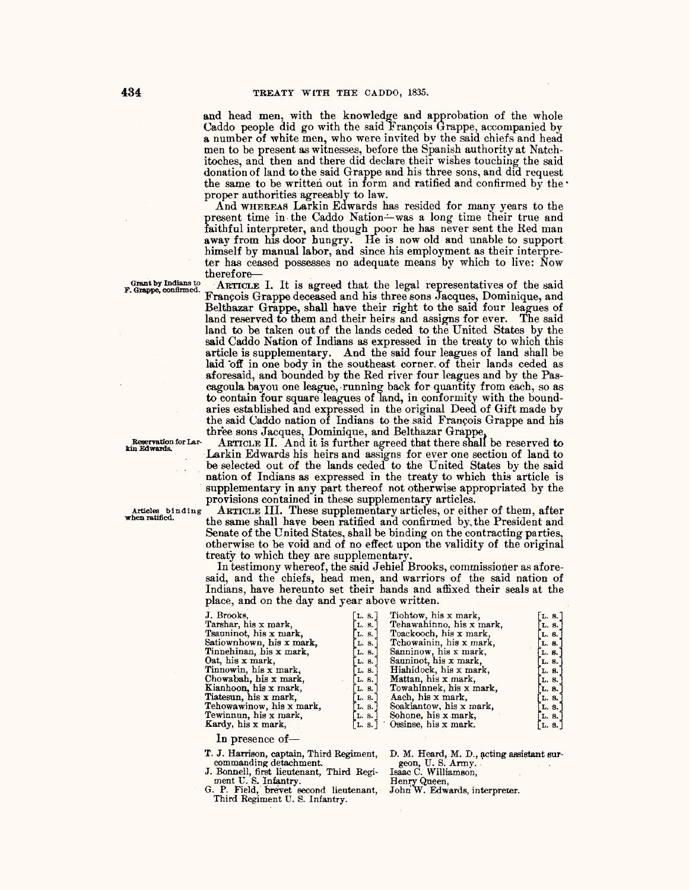and head men, with the knowledge and approbation of the whole Caddo people did go with the said François Grappe, accompanied by a number of white men, who were invited by the said chiefs and head men to be present as witnesses, before the Spanish authority at Natchitoches, and then and there did declare their wishes touching the said donation of land to the said Grappe and his three sons, and did request the same to be written out in form and ratified and confirmed by the proper authorities agreeably to law.

And WHEREAS Larkin Edwards has resided for many years to the present time in the Caddo Nation—was a long time their true and faithful interpreter, and though poor he has never sent the Red man away from his door hungry. He is now old and unable to support himself by manual labor, and since his employment as their interpreter has ceased possesses no adequate means by which to live: Now therefore—

*Grant by Indians to F. Grappe, confirmed.*

ARTICLE I. It is agreed that the legal representatives of the said François Grappe deceased and his three sons Jacques, Dominique, and Belthazar Grappe, shall have their right to the said four leagues of land reserved to them and their heirs and assigns for ever. The said land to be taken out of the lands ceded to the United States by the said Caddo Nation of Indians as expressed in the treaty to which this article is supplementary. And the said four leagues of land shall be laid off in one body in the southeast corner of their lands ceded as aforesaid, and bounded by the Red river four leagues and by the Pascagoula bayou one league, running back for quantity from each, so as to contain four square leagues of land, in conformity with the boundaries established and expressed in the original Deed of Gift made by the said Caddo nation of Indians to the said François Grappe and his three sons Jacques, Dominique, and Belthazar Grappe.

*Reservation for Larkin Edwards.*

ARTICLE II. And it is further agreed that there shall be reserved to Larkin Edwards his heirs and assigns for ever one section of land to be selected out of the lands ceded to the United States by the said nation of Indians as expressed in the treaty to which this article is supplementary in any part thereof not otherwise appropriated by the provisions contained in these supplementary articles.

*Articles binding when ratified.*

ARTICLE III. These supplementary articles, or either of them, after the same shall have been ratified and confirmed by the President and Senate of the United States, shall be binding on the contracting parties, otherwise to be void and of no effect upon the validity of the original treaty to which they are supplementary.

In testimony whereof, the said Jehiel Brooks, commissioner as aforesaid, and the chiefs, head men, and warriors of the said nation of Indians, have hereunto set their hands and affixed their seals at the place, and on the day and year above written.

| | | | |
|---|---|---|---|
| J. Brooks, | [L. S.] | Tiohtow, his x mark, | [L. S.] |
| Tarshar, his x mark, | [L. S.] | Tehawahinno, his x mark, | [L. S.] |
| Tsauninot, his x mark, | [L. S.] | Toackooch, his x mark, | [L. S.] |
| Satiownhown, his x mark, | [L. S.] | Tchowainin, his x mark, | [L. S.] |
| Tinnehinan, his x mark, | [L. S.] | Sanninow, his x mark, | [L. S.] |
| Oat, his x mark, | [L. S.] | Sauninot, his x mark, | [L. S.] |
| Tinnowin, his x mark, | [L. S.] | Hiahidock, his x mark, | [L. S.] |
| Chowabah, his x mark, | [L. S.] | Mattan, his x mark, | [L. S.] |
| Kianhoon, his x mark, | [L. S.] | Towahinnek, his x mark, | [L. S.] |
| Tiatesun, his x mark, | [L. S.] | Aach, his x mark, | [L. S.] |
| Tehowawinow, his x mark, | [L. S.] | Soakiantow, his x mark, | [L. S.] |
| Tewinnun, his x mark, | [L. S.] | Sohone, his x mark, | [L. S.] |
| Kardy, his x mark, | [L. S.] | Ossinse, his x mark. | [L. S.] |

In presence of—

T. J. Harrison, captain, Third Regiment, commanding detachment.
J. Bonnell, first lieutenant, Third Regiment U. S. Infantry.
G. P. Field, brevet second lieutenant, Third Regiment U. S. Infantry.
D. M. Heard, M. D., acting assistant surgeon, U. S. Army.
Isaac C. Williamson,
Henry Queen,
John W. Edwards, interpreter.